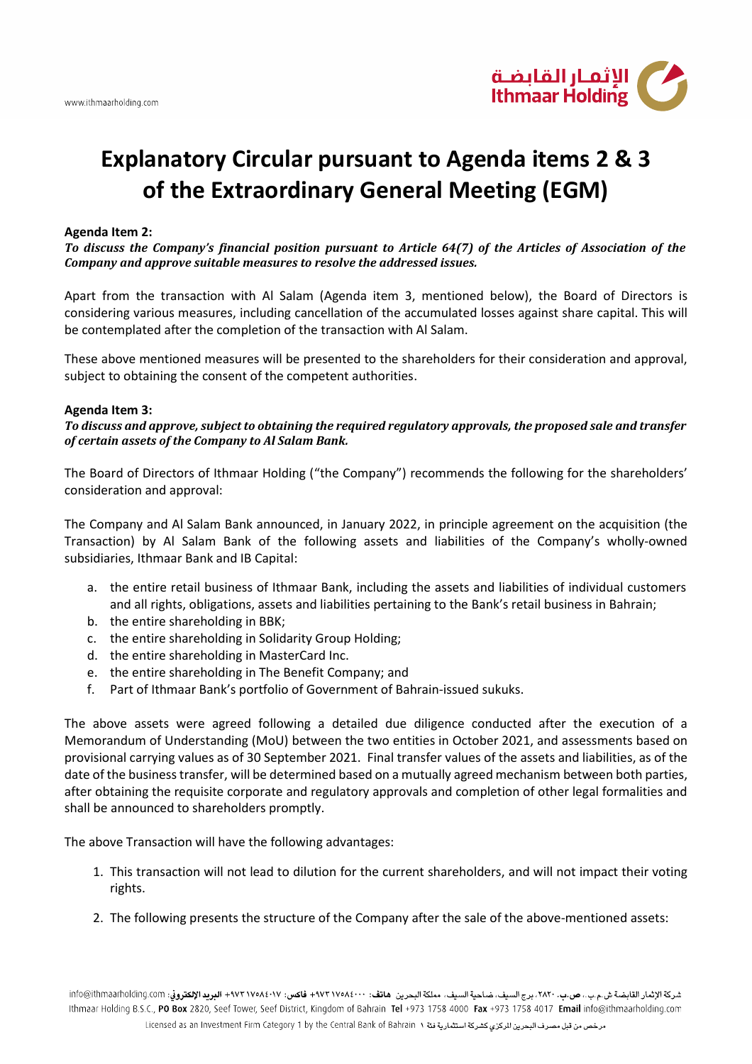# Explanatory Circular pursuant to Agenda items 2 & 3 of the Extraordinary General Meeting (EGM)

**Agenda Item 2:**

***To discuss the Company's financial position pursuant to Article 64(7) of the Articles of Association of the Company and approve suitable measures to resolve the addressed issues.***

Apart from the transaction with Al Salam (Agenda item 3, mentioned below), the Board of Directors is considering various measures, including cancellation of the accumulated losses against share capital. This will be contemplated after the completion of the transaction with Al Salam.

These above mentioned measures will be presented to the shareholders for their consideration and approval, subject to obtaining the consent of the competent authorities.

**Agenda Item 3:**

***To discuss and approve, subject to obtaining the required regulatory approvals, the proposed sale and transfer of certain assets of the Company to Al Salam Bank.***

The Board of Directors of Ithmaar Holding ("the Company") recommends the following for the shareholders' consideration and approval:

The Company and Al Salam Bank announced, in January 2022, in principle agreement on the acquisition (the Transaction) by Al Salam Bank of the following assets and liabilities of the Company's wholly-owned subsidiaries, Ithmaar Bank and IB Capital:

a. the entire retail business of Ithmaar Bank, including the assets and liabilities of individual customers and all rights, obligations, assets and liabilities pertaining to the Bank's retail business in Bahrain;
b. the entire shareholding in BBK;
c. the entire shareholding in Solidarity Group Holding;
d. the entire shareholding in MasterCard Inc.
e. the entire shareholding in The Benefit Company; and
f. Part of Ithmaar Bank's portfolio of Government of Bahrain-issued sukuks.

The above assets were agreed following a detailed due diligence conducted after the execution of a Memorandum of Understanding (MoU) between the two entities in October 2021, and assessments based on provisional carrying values as of 30 September 2021. Final transfer values of the assets and liabilities, as of the date of the business transfer, will be determined based on a mutually agreed mechanism between both parties, after obtaining the requisite corporate and regulatory approvals and completion of other legal formalities and shall be announced to shareholders promptly.

The above Transaction will have the following advantages:

1. This transaction will not lead to dilution for the current shareholders, and will not impact their voting rights.

2. The following presents the structure of the Company after the sale of the above-mentioned assets: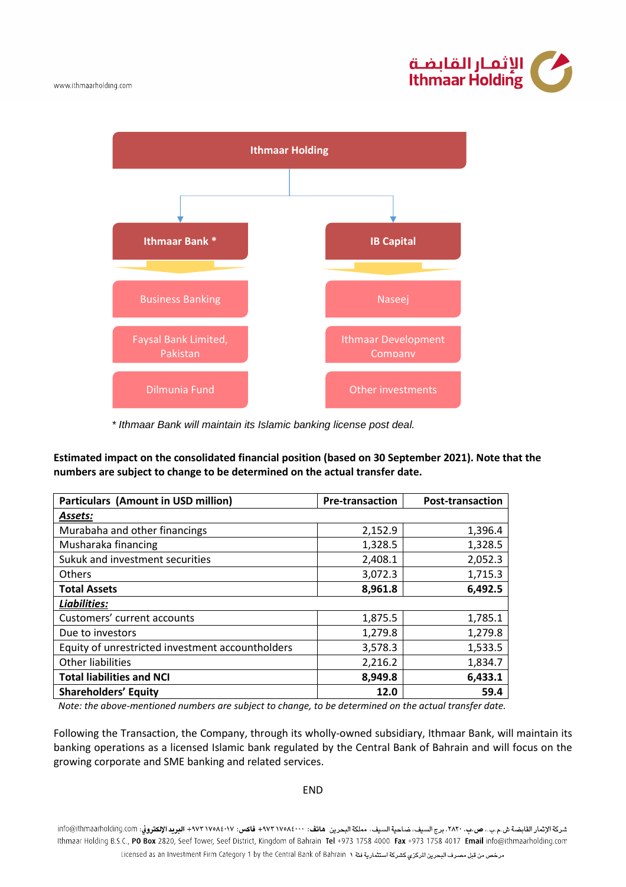Ithmaar Holding

Ithmaar Bank *

- Business Banking
- Faysal Bank Limited, Pakistan
- Dilmunia Fund

IB Capital

- Naseej
- Ithmaar Development Company
- Other investments

* *Ithmaar Bank will maintain its Islamic banking license post deal.*

**Estimated impact on the consolidated financial position (based on 30 September 2021). Note that the numbers are subject to change to be determined on the actual transfer date.**

| Particulars (Amount in USD million) | Pre-transaction | Post-transaction |
|---|---|---|
| ***Assets:*** | | |
| Murabaha and other financings | 2,152.9 | 1,396.4 |
| Musharaka financing | 1,328.5 | 1,328.5 |
| Sukuk and investment securities | 2,408.1 | 2,052.3 |
| Others | 3,072.3 | 1,715.3 |
| **Total Assets** | **8,961.8** | **6,492.5** |
| ***Liabilities:*** | | |
| Customers' current accounts | 1,875.5 | 1,785.1 |
| Due to investors | 1,279.8 | 1,279.8 |
| Equity of unrestricted investment accountholders | 3,578.3 | 1,533.5 |
| Other liabilities | 2,216.2 | 1,834.7 |
| **Total liabilities and NCI** | **8,949.8** | **6,433.1** |
| **Shareholders' Equity** | **12.0** | **59.4** |

*Note: the above-mentioned numbers are subject to change, to be determined on the actual transfer date.*

Following the Transaction, the Company, through its wholly-owned subsidiary, Ithmaar Bank, will maintain its banking operations as a licensed Islamic bank regulated by the Central Bank of Bahrain and will focus on the growing corporate and SME banking and related services.

END